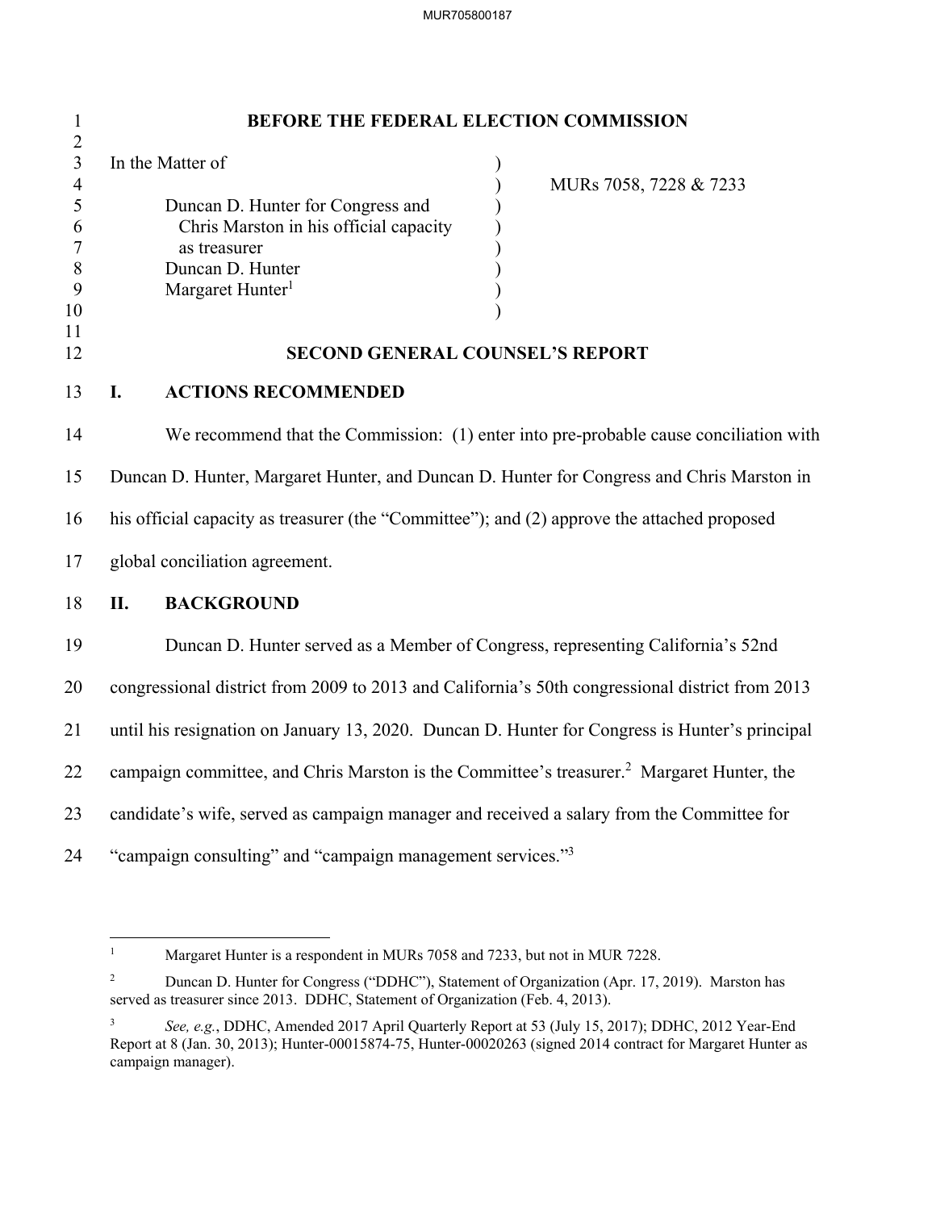# BEFORE THE FEDERAL ELECTION COMMISSION

In the Matter of

Duncan D. Hunter for Congress and Chris Marston in his official capacity as treasurer
Duncan D. Hunter
Margaret Hunter[1]

MURs 7058, 7228 & 7233

## SECOND GENERAL COUNSEL'S REPORT

### I. ACTIONS RECOMMENDED

We recommend that the Commission: (1) enter into pre-probable cause conciliation with Duncan D. Hunter, Margaret Hunter, and Duncan D. Hunter for Congress and Chris Marston in his official capacity as treasurer (the "Committee"); and (2) approve the attached proposed global conciliation agreement.

### II. BACKGROUND

Duncan D. Hunter served as a Member of Congress, representing California's 52nd congressional district from 2009 to 2013 and California's 50th congressional district from 2013 until his resignation on January 13, 2020. Duncan D. Hunter for Congress is Hunter's principal campaign committee, and Chris Marston is the Committee's treasurer.[2] Margaret Hunter, the candidate's wife, served as campaign manager and received a salary from the Committee for "campaign consulting" and "campaign management services."[3]

---

[1] Margaret Hunter is a respondent in MURs 7058 and 7233, but not in MUR 7228.

[2] Duncan D. Hunter for Congress ("DDHC"), Statement of Organization (Apr. 17, 2019). Marston has served as treasurer since 2013. DDHC, Statement of Organization (Feb. 4, 2013).

[3] *See, e.g.*, DDHC, Amended 2017 April Quarterly Report at 53 (July 15, 2017); DDHC, 2012 Year-End Report at 8 (Jan. 30, 2013); Hunter-00015874-75, Hunter-00020263 (signed 2014 contract for Margaret Hunter as campaign manager).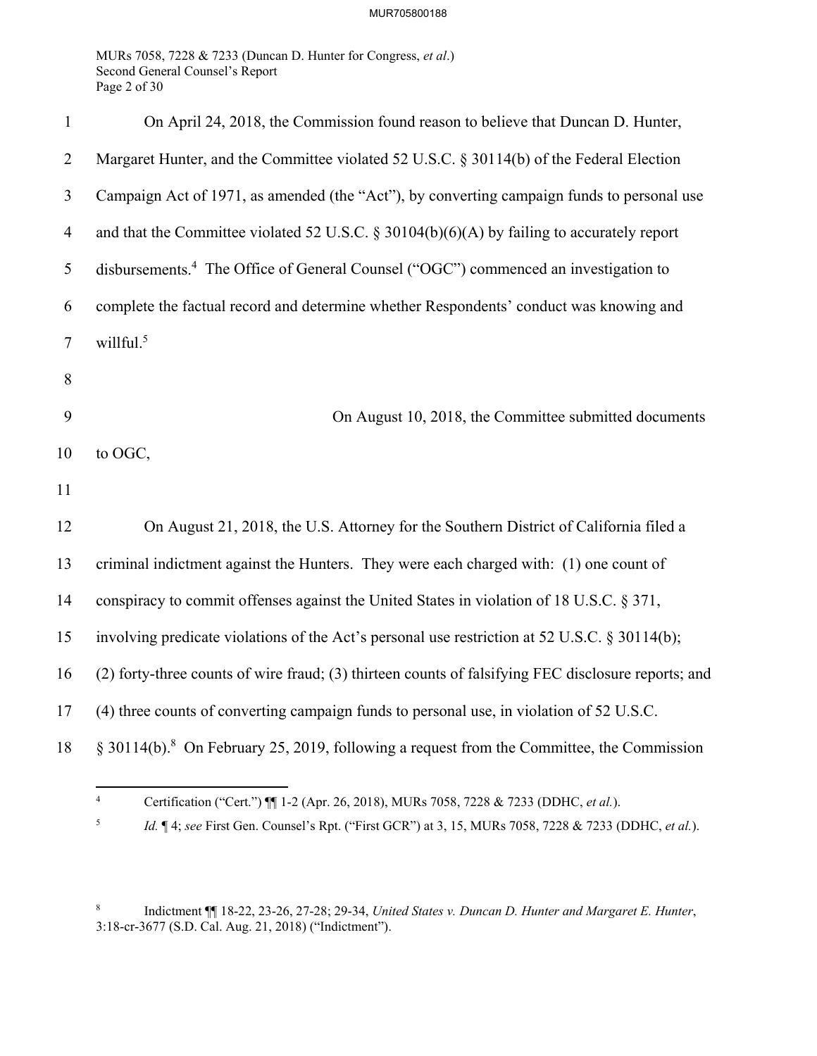On April 24, 2018, the Commission found reason to believe that Duncan D. Hunter, Margaret Hunter, and the Committee violated 52 U.S.C. § 30114(b) of the Federal Election Campaign Act of 1971, as amended (the "Act"), by converting campaign funds to personal use and that the Committee violated 52 U.S.C. § 30104(b)(6)(A) by failing to accurately report disbursements.[4] The Office of General Counsel ("OGC") commenced an investigation to complete the factual record and determine whether Respondents' conduct was knowing and willful.[5]

On August 10, 2018, the Committee submitted documents to OGC,

On August 21, 2018, the U.S. Attorney for the Southern District of California filed a criminal indictment against the Hunters. They were each charged with: (1) one count of conspiracy to commit offenses against the United States in violation of 18 U.S.C. § 371, involving predicate violations of the Act's personal use restriction at 52 U.S.C. § 30114(b); (2) forty-three counts of wire fraud; (3) thirteen counts of falsifying FEC disclosure reports; and (4) three counts of converting campaign funds to personal use, in violation of 52 U.S.C. § 30114(b).[8] On February 25, 2019, following a request from the Committee, the Commission

---

[4] Certification ("Cert.") ¶¶ 1-2 (Apr. 26, 2018), MURs 7058, 7228 & 7233 (DDHC, *et al.*).

[5] *Id.* ¶ 4; *see* First Gen. Counsel's Rpt. ("First GCR") at 3, 15, MURs 7058, 7228 & 7233 (DDHC, *et al.*).

[8] Indictment ¶¶ 18-22, 23-26, 27-28; 29-34, *United States v. Duncan D. Hunter and Margaret E. Hunter*, 3:18-cr-3677 (S.D. Cal. Aug. 21, 2018) ("Indictment").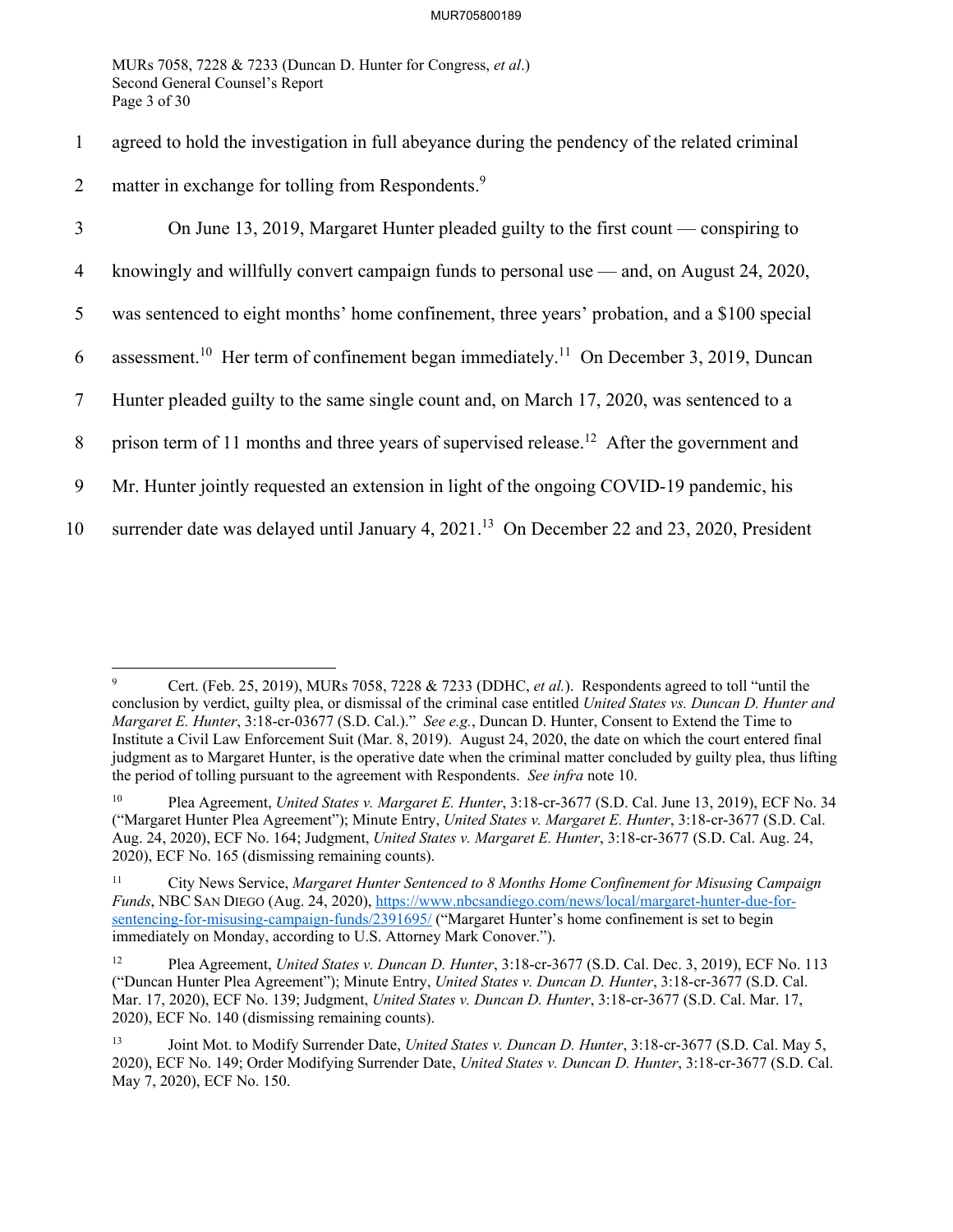agreed to hold the investigation in full abeyance during the pendency of the related criminal matter in exchange for tolling from Respondents.[9]

On June 13, 2019, Margaret Hunter pleaded guilty to the first count — conspiring to knowingly and willfully convert campaign funds to personal use — and, on August 24, 2020, was sentenced to eight months' home confinement, three years' probation, and a $100 special assessment.[10] Her term of confinement began immediately.[11] On December 3, 2019, Duncan Hunter pleaded guilty to the same single count and, on March 17, 2020, was sentenced to a prison term of 11 months and three years of supervised release.[12] After the government and Mr. Hunter jointly requested an extension in light of the ongoing COVID-19 pandemic, his surrender date was delayed until January 4, 2021.[13] On December 22 and 23, 2020, President

---

[9] Cert. (Feb. 25, 2019), MURs 7058, 7228 & 7233 (DDHC, *et al.*). Respondents agreed to toll "until the conclusion by verdict, guilty plea, or dismissal of the criminal case entitled *United States vs. Duncan D. Hunter and Margaret E. Hunter*, 3:18-cr-03677 (S.D. Cal.)." *See e.g.*, Duncan D. Hunter, Consent to Extend the Time to Institute a Civil Law Enforcement Suit (Mar. 8, 2019). August 24, 2020, the date on which the court entered final judgment as to Margaret Hunter, is the operative date when the criminal matter concluded by guilty plea, thus lifting the period of tolling pursuant to the agreement with Respondents. *See infra* note 10.

[10] Plea Agreement, *United States v. Margaret E. Hunter*, 3:18-cr-3677 (S.D. Cal. June 13, 2019), ECF No. 34 ("Margaret Hunter Plea Agreement"); Minute Entry, *United States v. Margaret E. Hunter*, 3:18-cr-3677 (S.D. Cal. Aug. 24, 2020), ECF No. 164; Judgment, *United States v. Margaret E. Hunter*, 3:18-cr-3677 (S.D. Cal. Aug. 24, 2020), ECF No. 165 (dismissing remaining counts).

[11] City News Service, *Margaret Hunter Sentenced to 8 Months Home Confinement for Misusing Campaign Funds*, NBC SAN DIEGO (Aug. 24, 2020), https://www.nbcsandiego.com/news/local/margaret-hunter-due-for-sentencing-for-misusing-campaign-funds/2391695/ ("Margaret Hunter's home confinement is set to begin immediately on Monday, according to U.S. Attorney Mark Conover.").

[12] Plea Agreement, *United States v. Duncan D. Hunter*, 3:18-cr-3677 (S.D. Cal. Dec. 3, 2019), ECF No. 113 ("Duncan Hunter Plea Agreement"); Minute Entry, *United States v. Duncan D. Hunter*, 3:18-cr-3677 (S.D. Cal. Mar. 17, 2020), ECF No. 139; Judgment, *United States v. Duncan D. Hunter*, 3:18-cr-3677 (S.D. Cal. Mar. 17, 2020), ECF No. 140 (dismissing remaining counts).

[13] Joint Mot. to Modify Surrender Date, *United States v. Duncan D. Hunter*, 3:18-cr-3677 (S.D. Cal. May 5, 2020), ECF No. 149; Order Modifying Surrender Date, *United States v. Duncan D. Hunter*, 3:18-cr-3677 (S.D. Cal. May 7, 2020), ECF No. 150.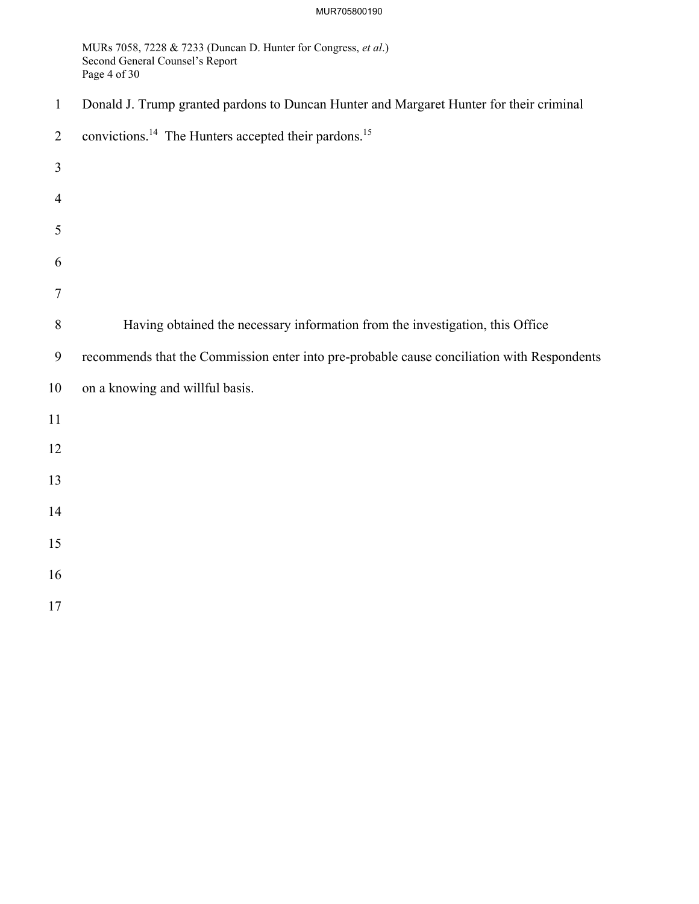Donald J. Trump granted pardons to Duncan Hunter and Margaret Hunter for their criminal convictions.[14] The Hunters accepted their pardons.[15]

Having obtained the necessary information from the investigation, this Office recommends that the Commission enter into pre-probable cause conciliation with Respondents on a knowing and willful basis.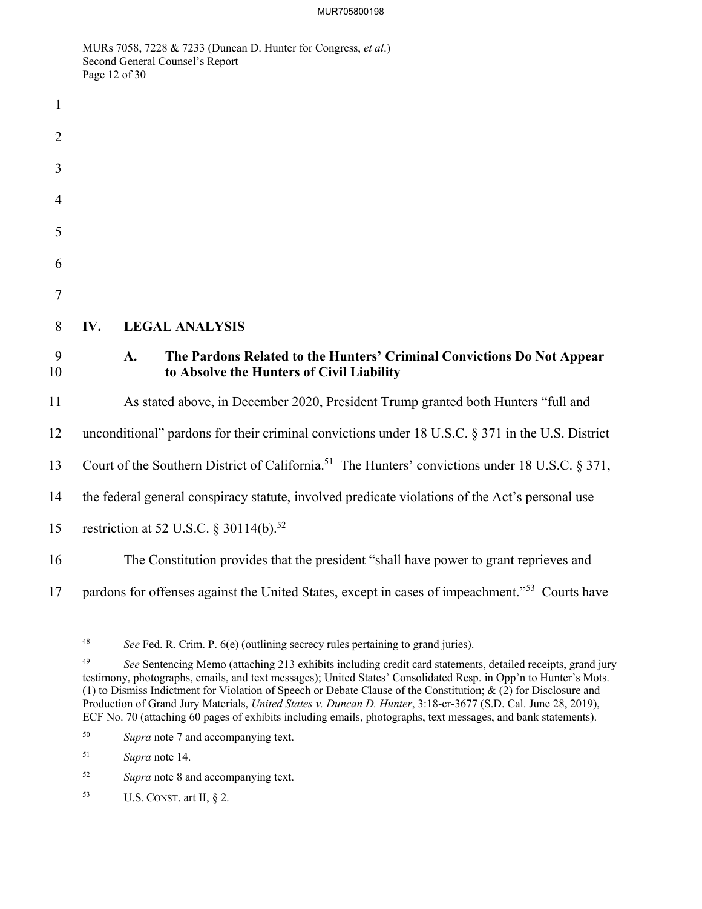## IV. LEGAL ANALYSIS

### A. The Pardons Related to the Hunters' Criminal Convictions Do Not Appear to Absolve the Hunters of Civil Liability

As stated above, in December 2020, President Trump granted both Hunters "full and unconditional" pardons for their criminal convictions under 18 U.S.C. § 371 in the U.S. District Court of the Southern District of California.[51] The Hunters' convictions under 18 U.S.C. § 371, the federal general conspiracy statute, involved predicate violations of the Act's personal use restriction at 52 U.S.C. § 30114(b).[52]

The Constitution provides that the president "shall have power to grant reprieves and pardons for offenses against the United States, except in cases of impeachment."[53] Courts have

---

[48] *See* Fed. R. Crim. P. 6(e) (outlining secrecy rules pertaining to grand juries).

[49] *See* Sentencing Memo (attaching 213 exhibits including credit card statements, detailed receipts, grand jury testimony, photographs, emails, and text messages); United States' Consolidated Resp. in Opp'n to Hunter's Mots. (1) to Dismiss Indictment for Violation of Speech or Debate Clause of the Constitution; & (2) for Disclosure and Production of Grand Jury Materials, *United States v. Duncan D. Hunter*, 3:18-cr-3677 (S.D. Cal. June 28, 2019), ECF No. 70 (attaching 60 pages of exhibits including emails, photographs, text messages, and bank statements).

[50] *Supra* note 7 and accompanying text.

[51] *Supra* note 14.

[52] *Supra* note 8 and accompanying text.

[53] U.S. CONST. art II, § 2.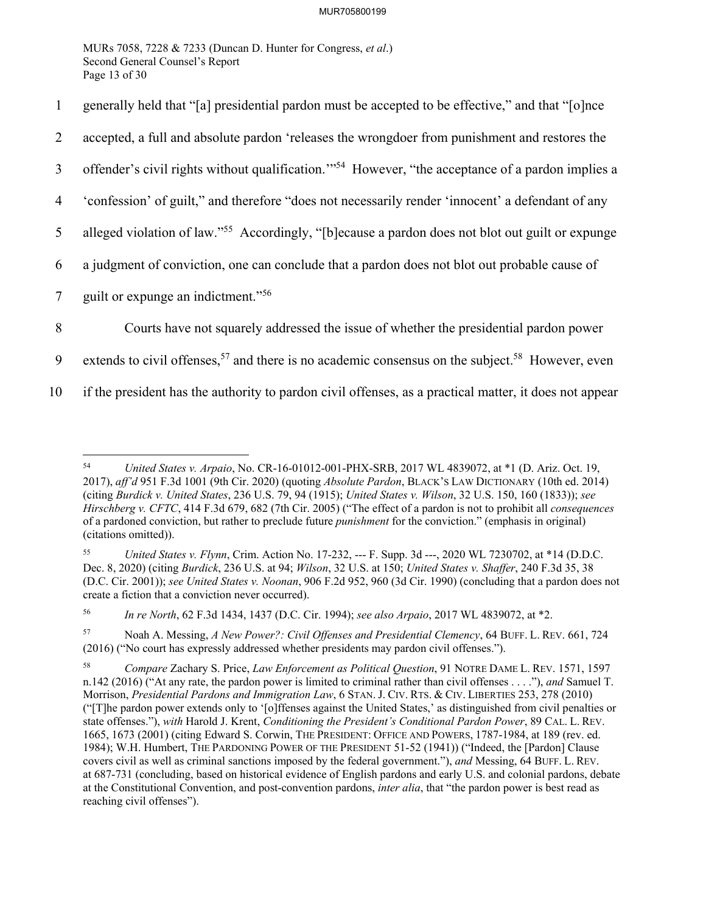generally held that "[a] presidential pardon must be accepted to be effective," and that "[o]nce accepted, a full and absolute pardon 'releases the wrongdoer from punishment and restores the offender's civil rights without qualification.'"[54] However, "the acceptance of a pardon implies a 'confession' of guilt," and therefore "does not necessarily render 'innocent' a defendant of any alleged violation of law."[55] Accordingly, "[b]ecause a pardon does not blot out guilt or expunge a judgment of conviction, one can conclude that a pardon does not blot out probable cause of guilt or expunge an indictment."[56]

Courts have not squarely addressed the issue of whether the presidential pardon power extends to civil offenses,[57] and there is no academic consensus on the subject.[58] However, even if the president has the authority to pardon civil offenses, as a practical matter, it does not appear

---

[54] *United States v. Arpaio*, No. CR-16-01012-001-PHX-SRB, 2017 WL 4839072, at *1 (D. Ariz. Oct. 19, 2017), *aff'd* 951 F.3d 1001 (9th Cir. 2020) (quoting *Absolute Pardon*, BLACK'S LAW DICTIONARY (10th ed. 2014) (citing *Burdick v. United States*, 236 U.S. 79, 94 (1915); *United States v. Wilson*, 32 U.S. 150, 160 (1833)); *see Hirschberg v. CFTC*, 414 F.3d 679, 682 (7th Cir. 2005) ("The effect of a pardon is not to prohibit all *consequences* of a pardoned conviction, but rather to preclude future *punishment* for the conviction." (emphasis in original) (citations omitted)).

[55] *United States v. Flynn*, Crim. Action No. 17-232, --- F. Supp. 3d ---, 2020 WL 7230702, at *14 (D.D.C. Dec. 8, 2020) (citing *Burdick*, 236 U.S. at 94; *Wilson*, 32 U.S. at 150; *United States v. Shaffer*, 240 F.3d 35, 38 (D.C. Cir. 2001)); *see United States v. Noonan*, 906 F.2d 952, 960 (3d Cir. 1990) (concluding that a pardon does not create a fiction that a conviction never occurred).

[56] *In re North*, 62 F.3d 1434, 1437 (D.C. Cir. 1994); *see also Arpaio*, 2017 WL 4839072, at *2.

[57] Noah A. Messing, *A New Power?: Civil Offenses and Presidential Clemency*, 64 BUFF. L. REV. 661, 724 (2016) ("No court has expressly addressed whether presidents may pardon civil offenses.").

[58] *Compare* Zachary S. Price, *Law Enforcement as Political Question*, 91 NOTRE DAME L. REV. 1571, 1597 n.142 (2016) ("At any rate, the pardon power is limited to criminal rather than civil offenses . . . ."), *and* Samuel T. Morrison, *Presidential Pardons and Immigration Law*, 6 STAN. J. CIV. RTS. & CIV. LIBERTIES 253, 278 (2010) ("[T]he pardon power extends only to '[o]ffenses against the United States,' as distinguished from civil penalties or state offenses."), *with* Harold J. Krent, *Conditioning the President's Conditional Pardon Power*, 89 CAL. L. REV. 1665, 1673 (2001) (citing Edward S. Corwin, THE PRESIDENT: OFFICE AND POWERS, 1787-1984, at 189 (rev. ed. 1984); W.H. Humbert, THE PARDONING POWER OF THE PRESIDENT 51-52 (1941)) ("Indeed, the [Pardon] Clause covers civil as well as criminal sanctions imposed by the federal government."), *and* Messing, 64 BUFF. L. REV. at 687-731 (concluding, based on historical evidence of English pardons and early U.S. and colonial pardons, debate at the Constitutional Convention, and post-convention pardons, *inter alia*, that "the pardon power is best read as reaching civil offenses").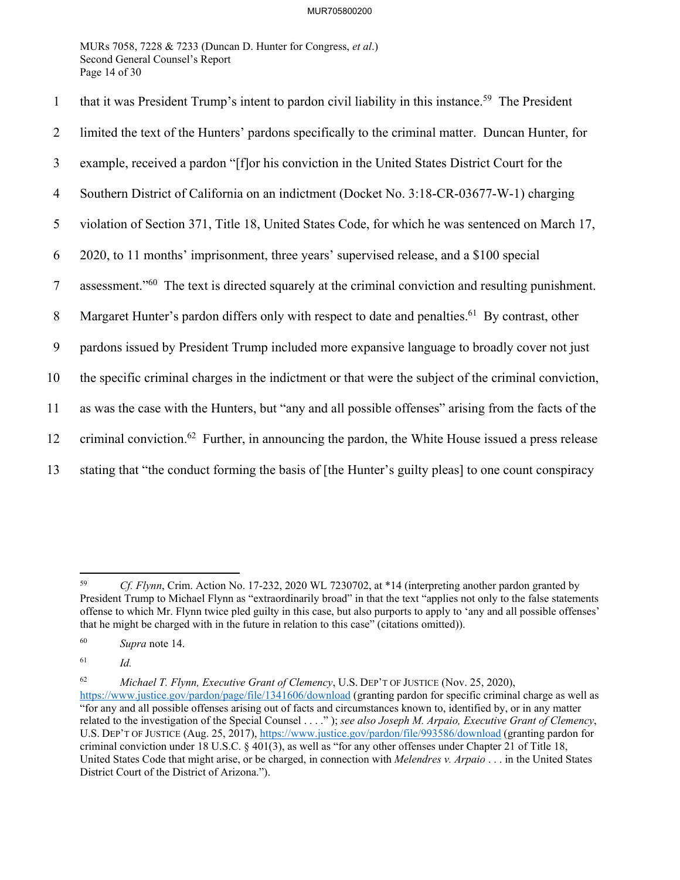that it was President Trump's intent to pardon civil liability in this instance.[59] The President limited the text of the Hunters' pardons specifically to the criminal matter. Duncan Hunter, for example, received a pardon "[f]or his conviction in the United States District Court for the Southern District of California on an indictment (Docket No. 3:18-CR-03677-W-1) charging violation of Section 371, Title 18, United States Code, for which he was sentenced on March 17, 2020, to 11 months' imprisonment, three years' supervised release, and a $100 special assessment."[60] The text is directed squarely at the criminal conviction and resulting punishment. Margaret Hunter's pardon differs only with respect to date and penalties.[61] By contrast, other pardons issued by President Trump included more expansive language to broadly cover not just the specific criminal charges in the indictment or that were the subject of the criminal conviction, as was the case with the Hunters, but "any and all possible offenses" arising from the facts of the criminal conviction.[62] Further, in announcing the pardon, the White House issued a press release stating that "the conduct forming the basis of [the Hunter's guilty pleas] to one count conspiracy

---

[59] *Cf. Flynn*, Crim. Action No. 17-232, 2020 WL 7230702, at *14 (interpreting another pardon granted by President Trump to Michael Flynn as "extraordinarily broad" in that the text "applies not only to the false statements offense to which Mr. Flynn twice pled guilty in this case, but also purports to apply to 'any and all possible offenses' that he might be charged with in the future in relation to this case" (citations omitted)).

[60] *Supra* note 14.

[61] *Id.*

[62] *Michael T. Flynn, Executive Grant of Clemency*, U.S. DEP'T OF JUSTICE (Nov. 25, 2020), https://www.justice.gov/pardon/page/file/1341606/download (granting pardon for specific criminal charge as well as "for any and all possible offenses arising out of facts and circumstances known to, identified by, or in any matter related to the investigation of the Special Counsel . . . ." ); *see also Joseph M. Arpaio, Executive Grant of Clemency*, U.S. DEP'T OF JUSTICE (Aug. 25, 2017), https://www.justice.gov/pardon/file/993586/download (granting pardon for criminal conviction under 18 U.S.C. § 401(3), as well as "for any other offenses under Chapter 21 of Title 18, United States Code that might arise, or be charged, in connection with *Melendres v. Arpaio* . . . in the United States District Court of the District of Arizona.").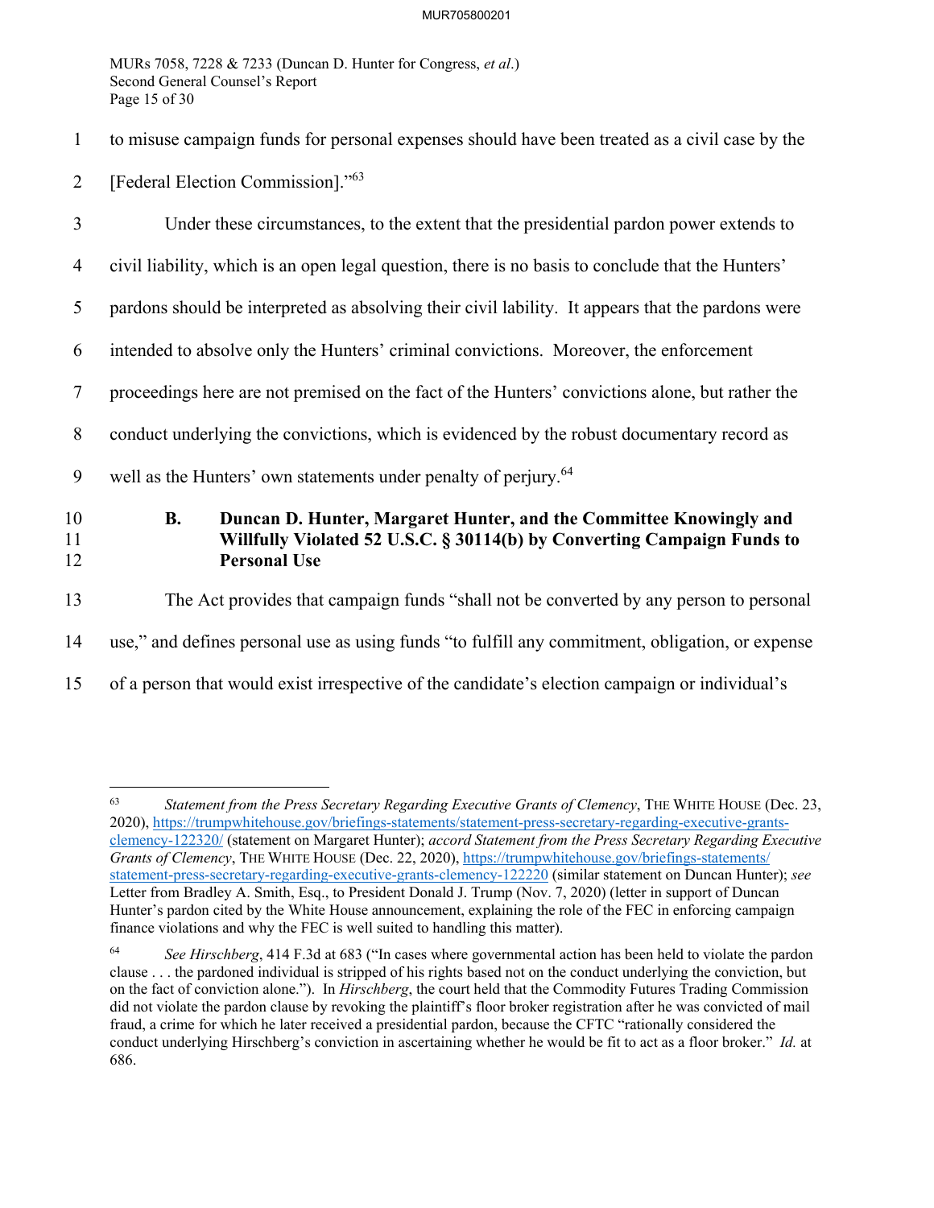to misuse campaign funds for personal expenses should have been treated as a civil case by the [Federal Election Commission]."[63]

Under these circumstances, to the extent that the presidential pardon power extends to civil liability, which is an open legal question, there is no basis to conclude that the Hunters' pardons should be interpreted as absolving their civil lability. It appears that the pardons were intended to absolve only the Hunters' criminal convictions. Moreover, the enforcement proceedings here are not premised on the fact of the Hunters' convictions alone, but rather the conduct underlying the convictions, which is evidenced by the robust documentary record as well as the Hunters' own statements under penalty of perjury.[64]

### B. Duncan D. Hunter, Margaret Hunter, and the Committee Knowingly and Willfully Violated 52 U.S.C. § 30114(b) by Converting Campaign Funds to Personal Use

The Act provides that campaign funds "shall not be converted by any person to personal use," and defines personal use as using funds "to fulfill any commitment, obligation, or expense of a person that would exist irrespective of the candidate's election campaign or individual's

---

[63] *Statement from the Press Secretary Regarding Executive Grants of Clemency*, THE WHITE HOUSE (Dec. 23, 2020), https://trumpwhitehouse.gov/briefings-statements/statement-press-secretary-regarding-executive-grants-clemency-122320/ (statement on Margaret Hunter); *accord Statement from the Press Secretary Regarding Executive Grants of Clemency*, THE WHITE HOUSE (Dec. 22, 2020), https://trumpwhitehouse.gov/briefings-statements/statement-press-secretary-regarding-executive-grants-clemency-122220 (similar statement on Duncan Hunter); *see* Letter from Bradley A. Smith, Esq., to President Donald J. Trump (Nov. 7, 2020) (letter in support of Duncan Hunter's pardon cited by the White House announcement, explaining the role of the FEC in enforcing campaign finance violations and why the FEC is well suited to handling this matter).

[64] *See Hirschberg*, 414 F.3d at 683 ("In cases where governmental action has been held to violate the pardon clause . . . the pardoned individual is stripped of his rights based not on the conduct underlying the conviction, but on the fact of conviction alone."). In *Hirschberg*, the court held that the Commodity Futures Trading Commission did not violate the pardon clause by revoking the plaintiff's floor broker registration after he was convicted of mail fraud, a crime for which he later received a presidential pardon, because the CFTC "rationally considered the conduct underlying Hirschberg's conviction in ascertaining whether he would be fit to act as a floor broker." *Id.* at 686.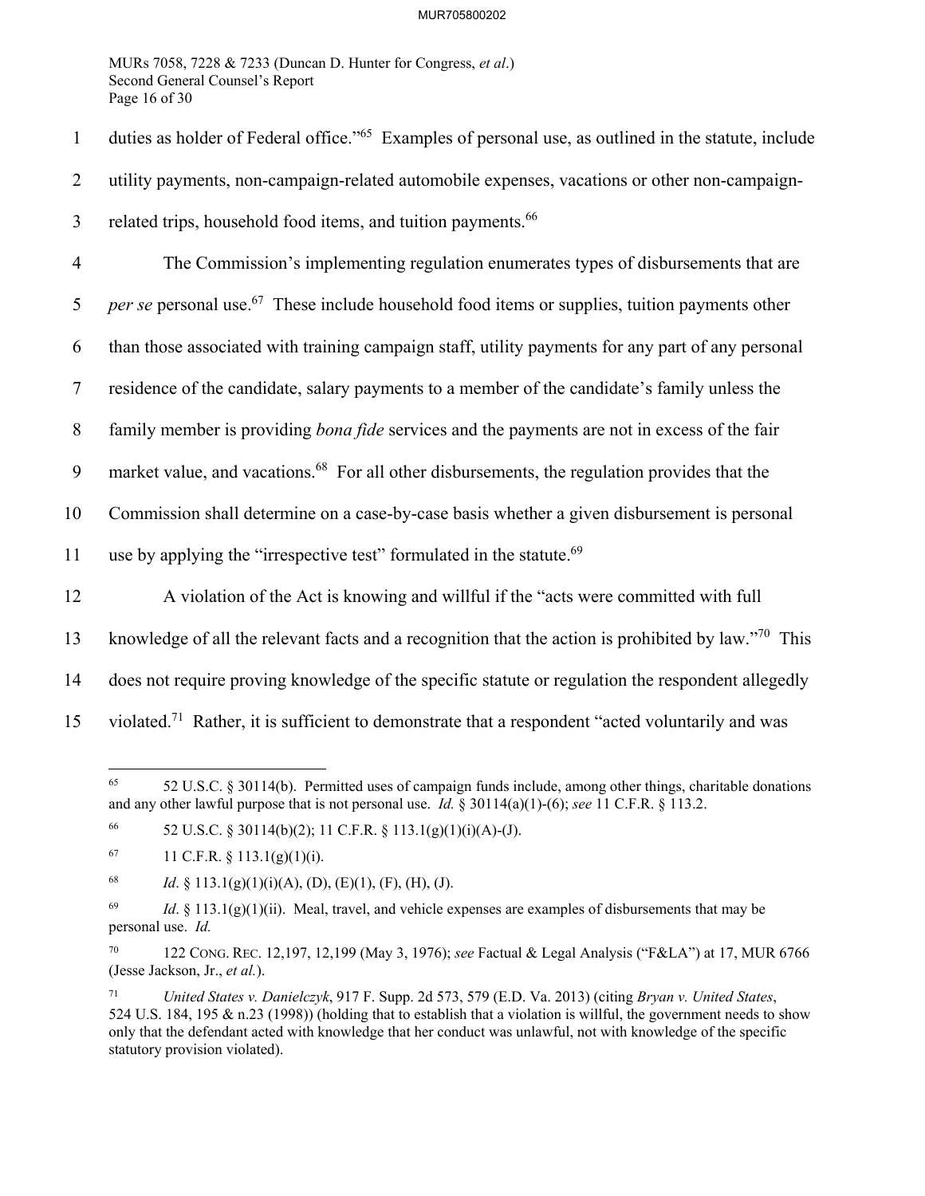duties as holder of Federal office."[65] Examples of personal use, as outlined in the statute, include utility payments, non-campaign-related automobile expenses, vacations or other non-campaign-related trips, household food items, and tuition payments.[66]

The Commission's implementing regulation enumerates types of disbursements that are *per se* personal use.[67] These include household food items or supplies, tuition payments other than those associated with training campaign staff, utility payments for any part of any personal residence of the candidate, salary payments to a member of the candidate's family unless the family member is providing *bona fide* services and the payments are not in excess of the fair market value, and vacations.[68] For all other disbursements, the regulation provides that the Commission shall determine on a case-by-case basis whether a given disbursement is personal use by applying the "irrespective test" formulated in the statute.[69]

A violation of the Act is knowing and willful if the "acts were committed with full knowledge of all the relevant facts and a recognition that the action is prohibited by law."[70] This does not require proving knowledge of the specific statute or regulation the respondent allegedly violated.[71] Rather, it is sufficient to demonstrate that a respondent "acted voluntarily and was

---

[65] 52 U.S.C. § 30114(b). Permitted uses of campaign funds include, among other things, charitable donations and any other lawful purpose that is not personal use. *Id.* § 30114(a)(1)-(6); *see* 11 C.F.R. § 113.2.

[66] 52 U.S.C. § 30114(b)(2); 11 C.F.R. § 113.1(g)(1)(i)(A)-(J).

[67] 11 C.F.R. § 113.1(g)(1)(i).

[68] *Id*. § 113.1(g)(1)(i)(A), (D), (E)(1), (F), (H), (J).

[69] *Id*. § 113.1(g)(1)(ii). Meal, travel, and vehicle expenses are examples of disbursements that may be personal use. *Id.*

[70] 122 CONG. REC. 12,197, 12,199 (May 3, 1976); *see* Factual & Legal Analysis ("F&LA") at 17, MUR 6766 (Jesse Jackson, Jr., *et al.*).

[71] *United States v. Danielczyk*, 917 F. Supp. 2d 573, 579 (E.D. Va. 2013) (citing *Bryan v. United States*, 524 U.S. 184, 195 & n.23 (1998)) (holding that to establish that a violation is willful, the government needs to show only that the defendant acted with knowledge that her conduct was unlawful, not with knowledge of the specific statutory provision violated).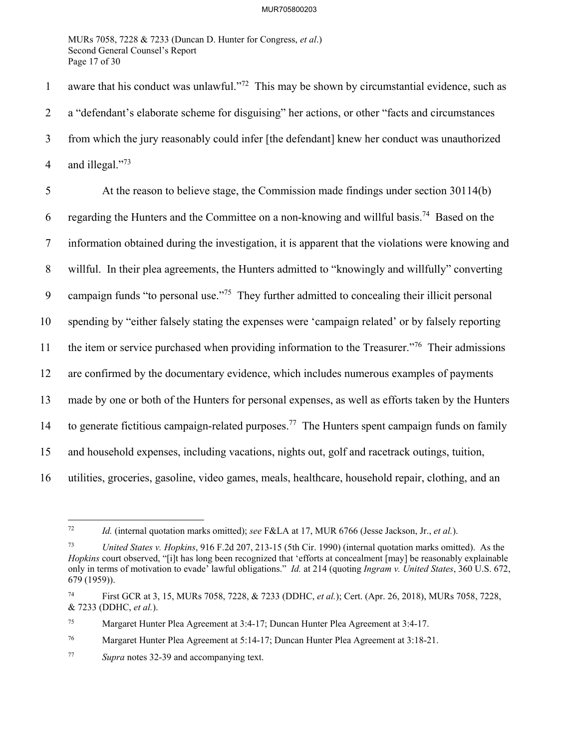aware that his conduct was unlawful."[72] This may be shown by circumstantial evidence, such as a "defendant's elaborate scheme for disguising" her actions, or other "facts and circumstances from which the jury reasonably could infer [the defendant] knew her conduct was unauthorized and illegal."[73]

At the reason to believe stage, the Commission made findings under section 30114(b) regarding the Hunters and the Committee on a non-knowing and willful basis.[74] Based on the information obtained during the investigation, it is apparent that the violations were knowing and willful. In their plea agreements, the Hunters admitted to "knowingly and willfully" converting campaign funds "to personal use."[75] They further admitted to concealing their illicit personal spending by "either falsely stating the expenses were 'campaign related' or by falsely reporting the item or service purchased when providing information to the Treasurer."[76] Their admissions are confirmed by the documentary evidence, which includes numerous examples of payments made by one or both of the Hunters for personal expenses, as well as efforts taken by the Hunters to generate fictitious campaign-related purposes.[77] The Hunters spent campaign funds on family and household expenses, including vacations, nights out, golf and racetrack outings, tuition, utilities, groceries, gasoline, video games, meals, healthcare, household repair, clothing, and an

---

[72] *Id.* (internal quotation marks omitted); *see* F&LA at 17, MUR 6766 (Jesse Jackson, Jr., *et al.*).

[73] *United States v. Hopkins*, 916 F.2d 207, 213-15 (5th Cir. 1990) (internal quotation marks omitted). As the *Hopkins* court observed, "[i]t has long been recognized that 'efforts at concealment [may] be reasonably explainable only in terms of motivation to evade' lawful obligations." *Id.* at 214 (quoting *Ingram v. United States*, 360 U.S. 672, 679 (1959)).

[74] First GCR at 3, 15, MURs 7058, 7228, & 7233 (DDHC, *et al.*); Cert. (Apr. 26, 2018), MURs 7058, 7228, & 7233 (DDHC, *et al.*).

[75] Margaret Hunter Plea Agreement at 3:4-17; Duncan Hunter Plea Agreement at 3:4-17.

[76] Margaret Hunter Plea Agreement at 5:14-17; Duncan Hunter Plea Agreement at 3:18-21.

[77] *Supra* notes 32-39 and accompanying text.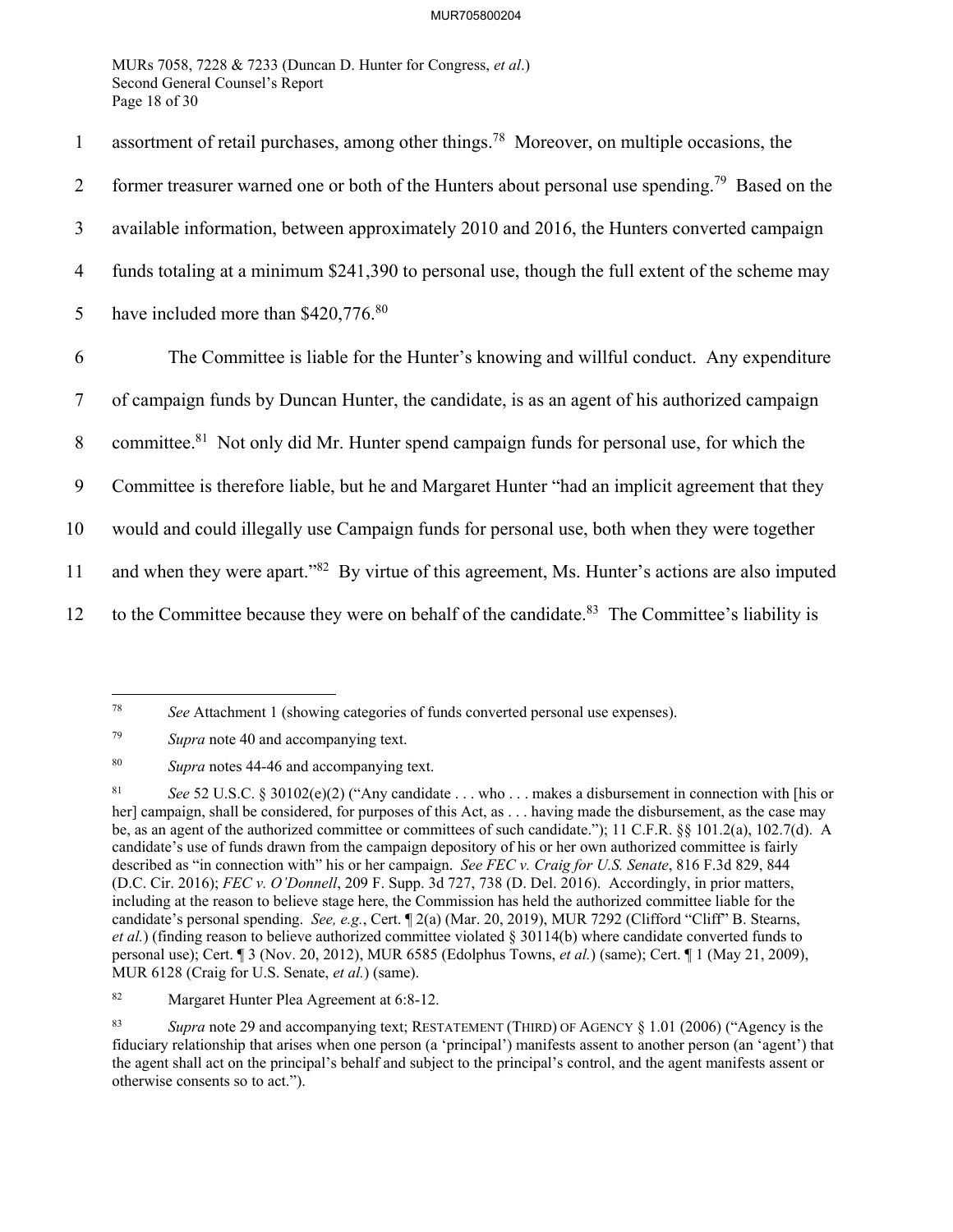assortment of retail purchases, among other things.[78] Moreover, on multiple occasions, the former treasurer warned one or both of the Hunters about personal use spending.[79] Based on the available information, between approximately 2010 and 2016, the Hunters converted campaign funds totaling at a minimum $241,390 to personal use, though the full extent of the scheme may have included more than $420,776.[80]

The Committee is liable for the Hunter's knowing and willful conduct. Any expenditure of campaign funds by Duncan Hunter, the candidate, is as an agent of his authorized campaign committee.[81] Not only did Mr. Hunter spend campaign funds for personal use, for which the Committee is therefore liable, but he and Margaret Hunter "had an implicit agreement that they would and could illegally use Campaign funds for personal use, both when they were together and when they were apart."[82] By virtue of this agreement, Ms. Hunter's actions are also imputed to the Committee because they were on behalf of the candidate.[83] The Committee's liability is

---

[78] *See* Attachment 1 (showing categories of funds converted personal use expenses).

[79] *Supra* note 40 and accompanying text.

[80] *Supra* notes 44-46 and accompanying text.

[81] *See* 52 U.S.C. § 30102(e)(2) ("Any candidate . . . who . . . makes a disbursement in connection with [his or her] campaign, shall be considered, for purposes of this Act, as . . . having made the disbursement, as the case may be, as an agent of the authorized committee or committees of such candidate."); 11 C.F.R. §§ 101.2(a), 102.7(d). A candidate's use of funds drawn from the campaign depository of his or her own authorized committee is fairly described as "in connection with" his or her campaign. *See FEC v. Craig for U.S. Senate*, 816 F.3d 829, 844 (D.C. Cir. 2016); *FEC v. O'Donnell*, 209 F. Supp. 3d 727, 738 (D. Del. 2016). Accordingly, in prior matters, including at the reason to believe stage here, the Commission has held the authorized committee liable for the candidate's personal spending. *See, e.g.*, Cert. ¶ 2(a) (Mar. 20, 2019), MUR 7292 (Clifford "Cliff" B. Stearns, *et al.*) (finding reason to believe authorized committee violated § 30114(b) where candidate converted funds to personal use); Cert. ¶ 3 (Nov. 20, 2012), MUR 6585 (Edolphus Towns, *et al.*) (same); Cert. ¶ 1 (May 21, 2009), MUR 6128 (Craig for U.S. Senate, *et al.*) (same).

[82] Margaret Hunter Plea Agreement at 6:8-12.

[83] *Supra* note 29 and accompanying text; RESTATEMENT (THIRD) OF AGENCY § 1.01 (2006) ("Agency is the fiduciary relationship that arises when one person (a 'principal') manifests assent to another person (an 'agent') that the agent shall act on the principal's behalf and subject to the principal's control, and the agent manifests assent or otherwise consents so to act.").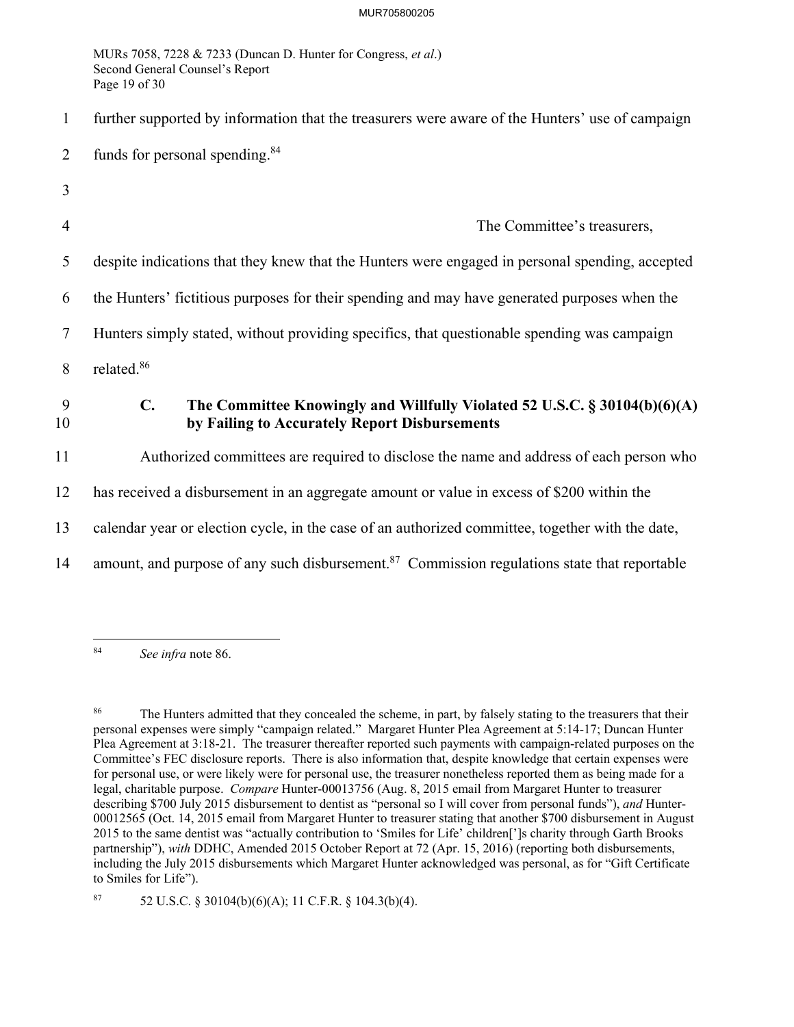further supported by information that the treasurers were aware of the Hunters' use of campaign funds for personal spending.[84]

The Committee's treasurers, despite indications that they knew that the Hunters were engaged in personal spending, accepted the Hunters' fictitious purposes for their spending and may have generated purposes when the Hunters simply stated, without providing specifics, that questionable spending was campaign related.[86]

### C. The Committee Knowingly and Willfully Violated 52 U.S.C. § 30104(b)(6)(A) by Failing to Accurately Report Disbursements

Authorized committees are required to disclose the name and address of each person who has received a disbursement in an aggregate amount or value in excess of $200 within the calendar year or election cycle, in the case of an authorized committee, together with the date, amount, and purpose of any such disbursement.[87] Commission regulations state that reportable

---

[84] *See infra* note 86.

[86] The Hunters admitted that they concealed the scheme, in part, by falsely stating to the treasurers that their personal expenses were simply "campaign related." Margaret Hunter Plea Agreement at 5:14-17; Duncan Hunter Plea Agreement at 3:18-21. The treasurer thereafter reported such payments with campaign-related purposes on the Committee's FEC disclosure reports. There is also information that, despite knowledge that certain expenses were for personal use, or were likely were for personal use, the treasurer nonetheless reported them as being made for a legal, charitable purpose. *Compare* Hunter-00013756 (Aug. 8, 2015 email from Margaret Hunter to treasurer describing $700 July 2015 disbursement to dentist as "personal so I will cover from personal funds"), *and* Hunter-00012565 (Oct. 14, 2015 email from Margaret Hunter to treasurer stating that another $700 disbursement in August 2015 to the same dentist was "actually contribution to 'Smiles for Life' children[']s charity through Garth Brooks partnership"), *with* DDHC, Amended 2015 October Report at 72 (Apr. 15, 2016) (reporting both disbursements, including the July 2015 disbursements which Margaret Hunter acknowledged was personal, as for "Gift Certificate to Smiles for Life").

[87] 52 U.S.C. § 30104(b)(6)(A); 11 C.F.R. § 104.3(b)(4).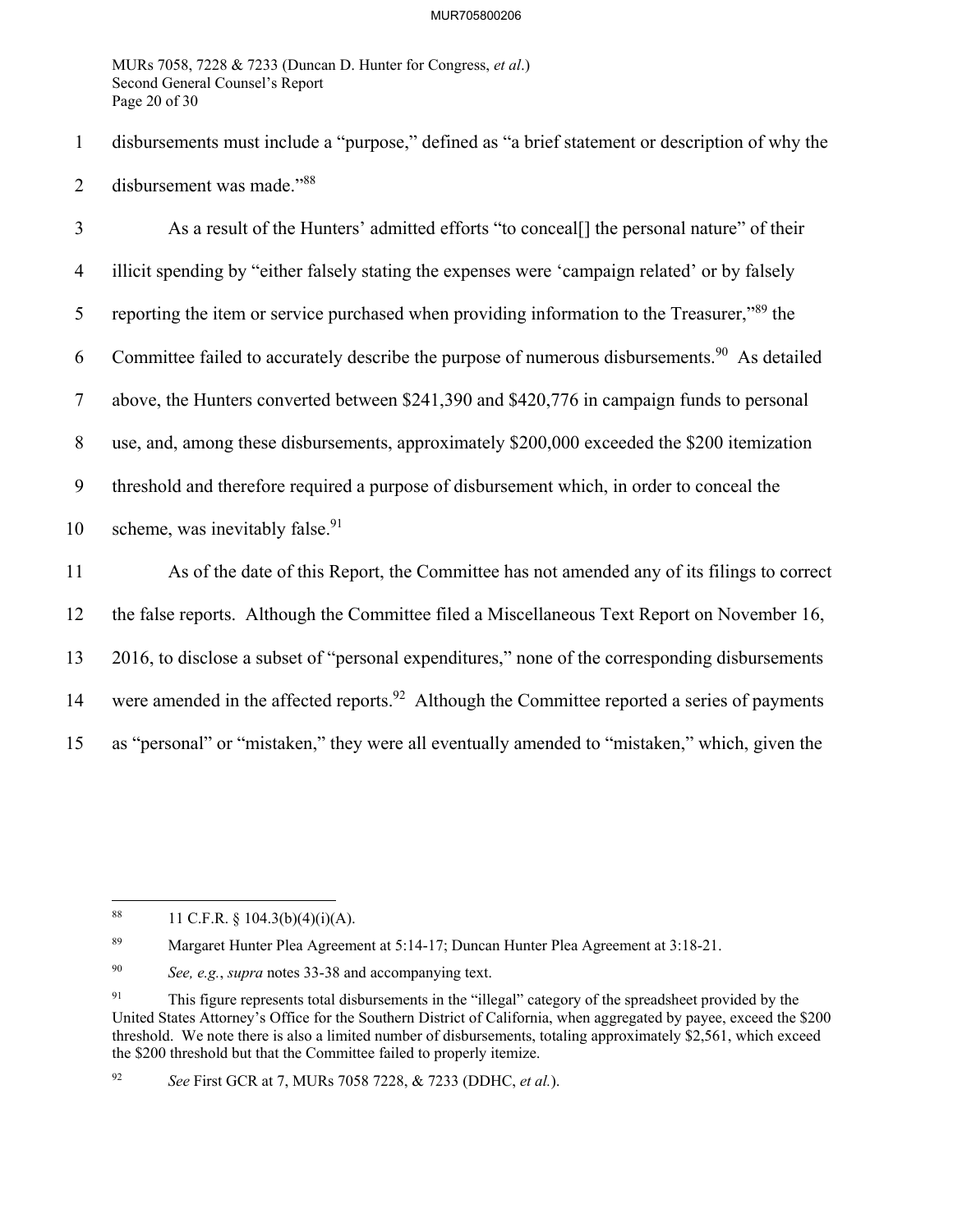disbursements must include a "purpose," defined as "a brief statement or description of why the disbursement was made."[88]

As a result of the Hunters' admitted efforts "to conceal[] the personal nature" of their illicit spending by "either falsely stating the expenses were 'campaign related' or by falsely reporting the item or service purchased when providing information to the Treasurer,"[89] the Committee failed to accurately describe the purpose of numerous disbursements.[90] As detailed above, the Hunters converted between $241,390 and $420,776 in campaign funds to personal use, and, among these disbursements, approximately $200,000 exceeded the $200 itemization threshold and therefore required a purpose of disbursement which, in order to conceal the scheme, was inevitably false.[91]

As of the date of this Report, the Committee has not amended any of its filings to correct the false reports. Although the Committee filed a Miscellaneous Text Report on November 16, 2016, to disclose a subset of "personal expenditures," none of the corresponding disbursements were amended in the affected reports.[92] Although the Committee reported a series of payments as "personal" or "mistaken," they were all eventually amended to "mistaken," which, given the

---

[88] 11 C.F.R. § 104.3(b)(4)(i)(A).

[89] Margaret Hunter Plea Agreement at 5:14-17; Duncan Hunter Plea Agreement at 3:18-21.

[90] *See, e.g.*, *supra* notes 33-38 and accompanying text.

[91] This figure represents total disbursements in the "illegal" category of the spreadsheet provided by the United States Attorney's Office for the Southern District of California, when aggregated by payee, exceed the $200 threshold. We note there is also a limited number of disbursements, totaling approximately $2,561, which exceed the $200 threshold but that the Committee failed to properly itemize.

[92] *See* First GCR at 7, MURs 7058 7228, & 7233 (DDHC, *et al.*).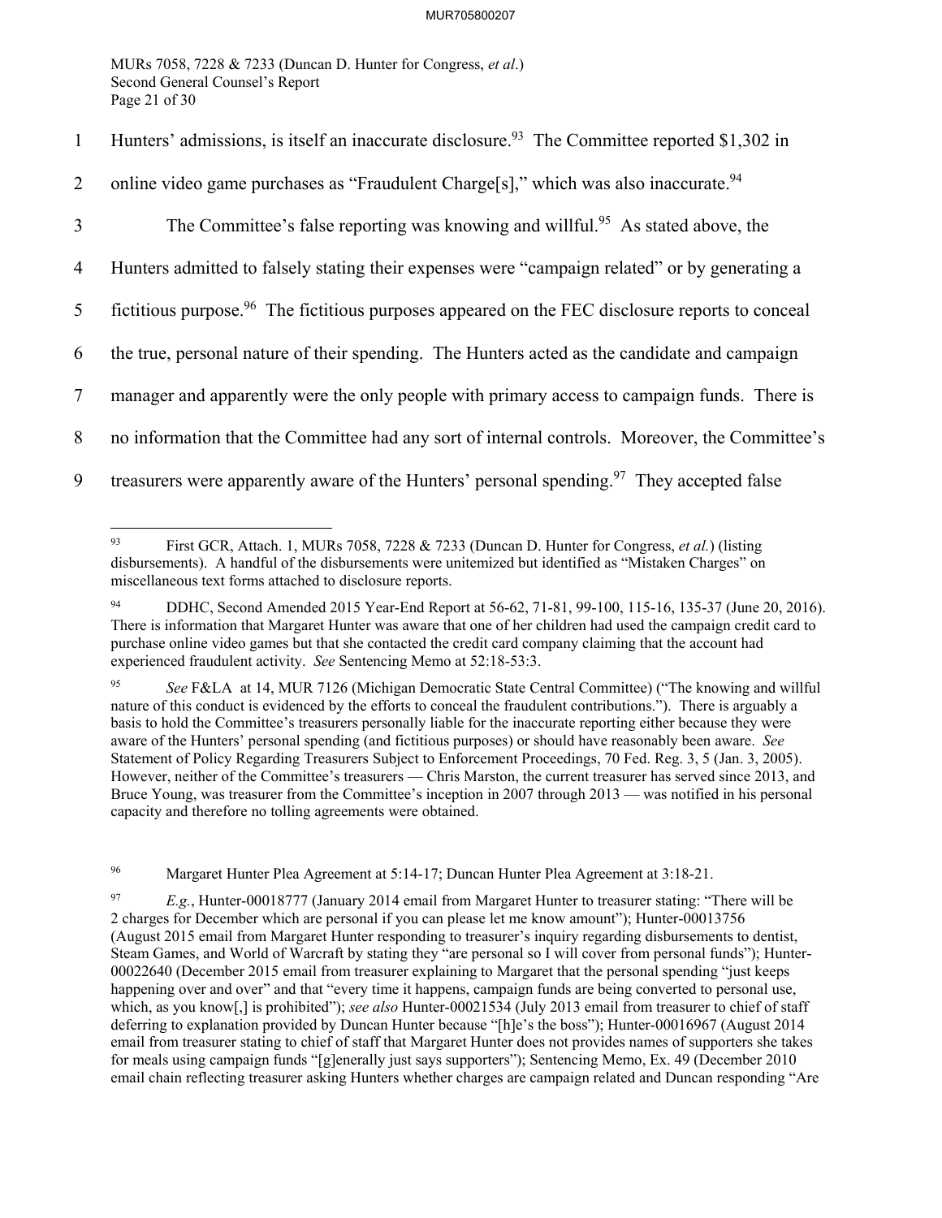Hunters' admissions, is itself an inaccurate disclosure.[93] The Committee reported $1,302 in online video game purchases as "Fraudulent Charge[s]," which was also inaccurate.[94]

The Committee's false reporting was knowing and willful.[95] As stated above, the Hunters admitted to falsely stating their expenses were "campaign related" or by generating a fictitious purpose.[96] The fictitious purposes appeared on the FEC disclosure reports to conceal the true, personal nature of their spending. The Hunters acted as the candidate and campaign manager and apparently were the only people with primary access to campaign funds. There is no information that the Committee had any sort of internal controls. Moreover, the Committee's treasurers were apparently aware of the Hunters' personal spending.[97] They accepted false

---

[93] First GCR, Attach. 1, MURs 7058, 7228 & 7233 (Duncan D. Hunter for Congress, *et al.*) (listing disbursements). A handful of the disbursements were unitemized but identified as "Mistaken Charges" on miscellaneous text forms attached to disclosure reports.

[94] DDHC, Second Amended 2015 Year-End Report at 56-62, 71-81, 99-100, 115-16, 135-37 (June 20, 2016). There is information that Margaret Hunter was aware that one of her children had used the campaign credit card to purchase online video games but that she contacted the credit card company claiming that the account had experienced fraudulent activity. *See* Sentencing Memo at 52:18-53:3.

[95] *See* F&LA at 14, MUR 7126 (Michigan Democratic State Central Committee) ("The knowing and willful nature of this conduct is evidenced by the efforts to conceal the fraudulent contributions."). There is arguably a basis to hold the Committee's treasurers personally liable for the inaccurate reporting either because they were aware of the Hunters' personal spending (and fictitious purposes) or should have reasonably been aware. *See* Statement of Policy Regarding Treasurers Subject to Enforcement Proceedings, 70 Fed. Reg. 3, 5 (Jan. 3, 2005). However, neither of the Committee's treasurers — Chris Marston, the current treasurer has served since 2013, and Bruce Young, was treasurer from the Committee's inception in 2007 through 2013 — was notified in his personal capacity and therefore no tolling agreements were obtained.

[96] Margaret Hunter Plea Agreement at 5:14-17; Duncan Hunter Plea Agreement at 3:18-21.

[97] *E.g.*, Hunter-00018777 (January 2014 email from Margaret Hunter to treasurer stating: "There will be 2 charges for December which are personal if you can please let me know amount"); Hunter-00013756 (August 2015 email from Margaret Hunter responding to treasurer's inquiry regarding disbursements to dentist, Steam Games, and World of Warcraft by stating they "are personal so I will cover from personal funds"); Hunter-00022640 (December 2015 email from treasurer explaining to Margaret that the personal spending "just keeps happening over and over" and that "every time it happens, campaign funds are being converted to personal use, which, as you know[,] is prohibited"); *see also* Hunter-00021534 (July 2013 email from treasurer to chief of staff deferring to explanation provided by Duncan Hunter because "[h]e's the boss"); Hunter-00016967 (August 2014 email from treasurer stating to chief of staff that Margaret Hunter does not provides names of supporters she takes for meals using campaign funds "[g]enerally just says supporters"); Sentencing Memo, Ex. 49 (December 2010 email chain reflecting treasurer asking Hunters whether charges are campaign related and Duncan responding "Are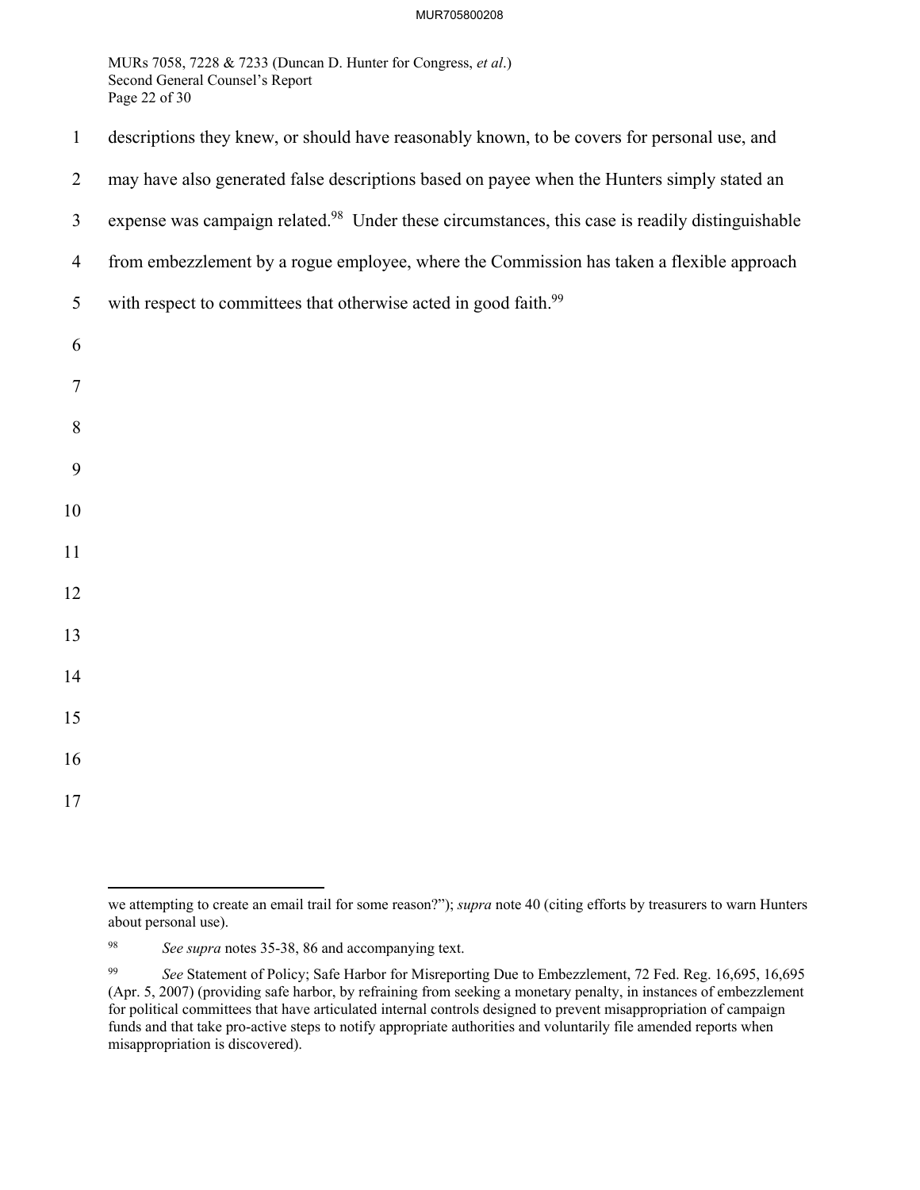descriptions they knew, or should have reasonably known, to be covers for personal use, and may have also generated false descriptions based on payee when the Hunters simply stated an expense was campaign related.[98] Under these circumstances, this case is readily distinguishable from embezzlement by a rogue employee, where the Commission has taken a flexible approach with respect to committees that otherwise acted in good faith.[99]

---

we attempting to create an email trail for some reason?"); *supra* note 40 (citing efforts by treasurers to warn Hunters about personal use).

[98] *See supra* notes 35-38, 86 and accompanying text.

[99] *See* Statement of Policy; Safe Harbor for Misreporting Due to Embezzlement, 72 Fed. Reg. 16,695, 16,695 (Apr. 5, 2007) (providing safe harbor, by refraining from seeking a monetary penalty, in instances of embezzlement for political committees that have articulated internal controls designed to prevent misappropriation of campaign funds and that take pro-active steps to notify appropriate authorities and voluntarily file amended reports when misappropriation is discovered).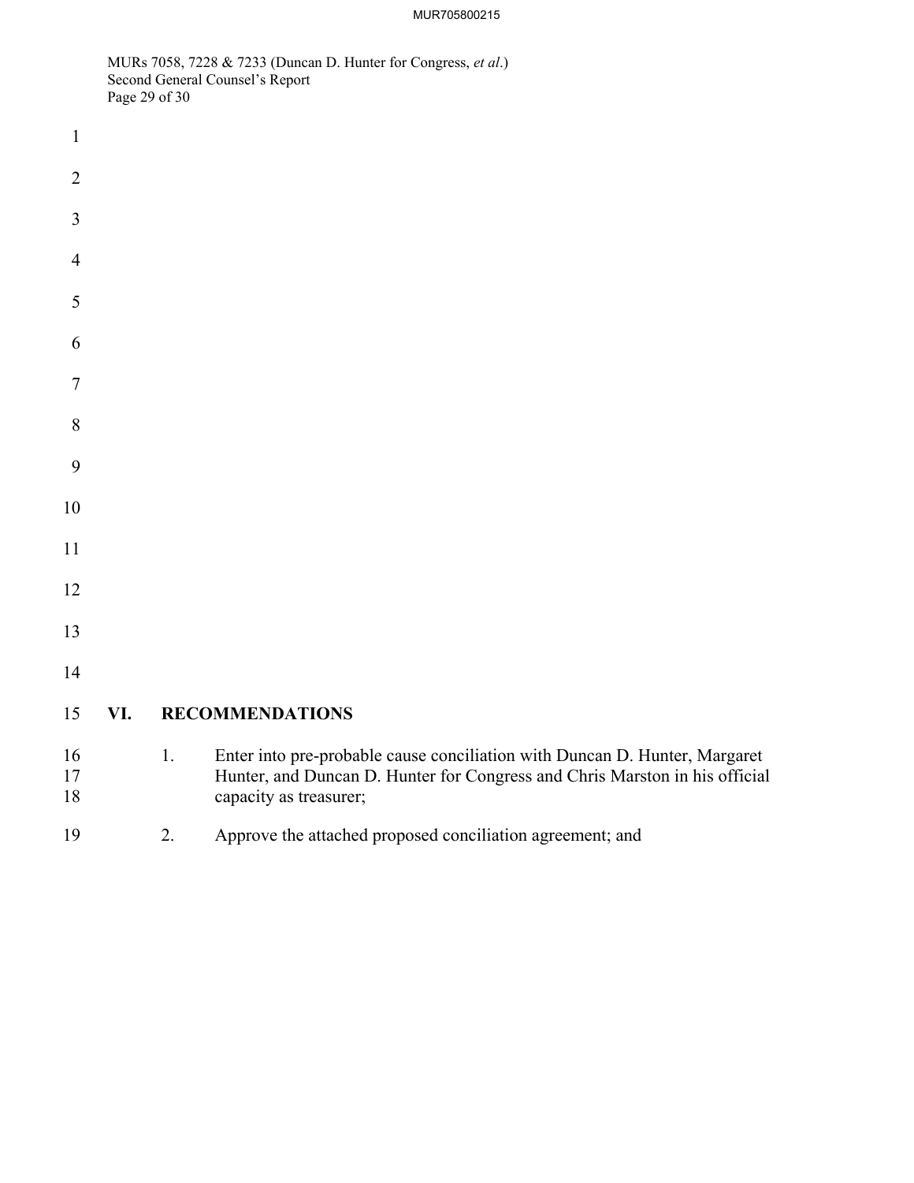## VI. RECOMMENDATIONS

1. Enter into pre-probable cause conciliation with Duncan D. Hunter, Margaret Hunter, and Duncan D. Hunter for Congress and Chris Marston in his official capacity as treasurer;

2. Approve the attached proposed conciliation agreement; and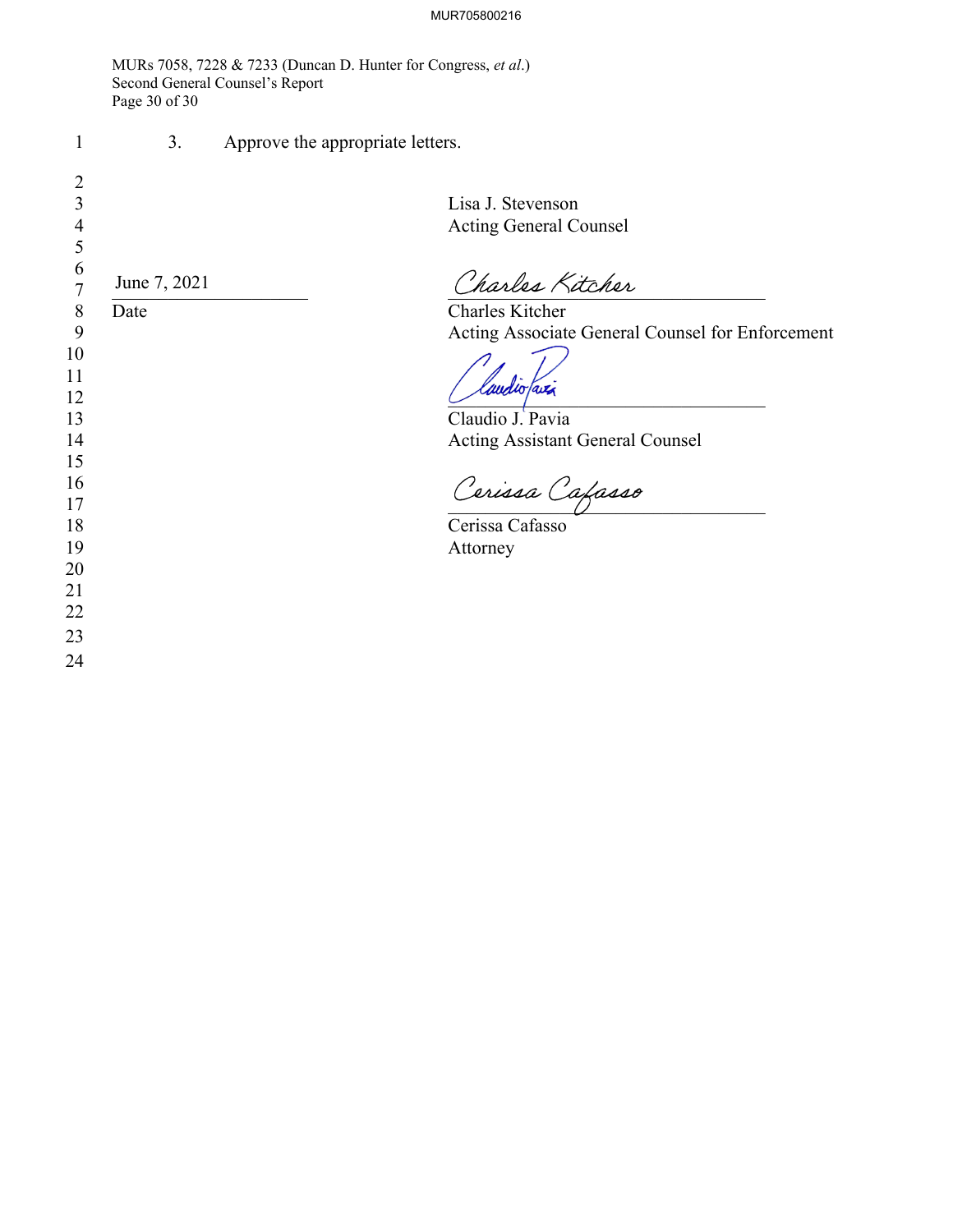3. Approve the appropriate letters.

Lisa J. Stevenson
Acting General Counsel

June 7, 2021
Date

Charles Kitcher
Charles Kitcher
Acting Associate General Counsel for Enforcement

Claudio Pavia
Claudio J. Pavia
Acting Assistant General Counsel

Cerissa Cafasso
Cerissa Cafasso
Attorney